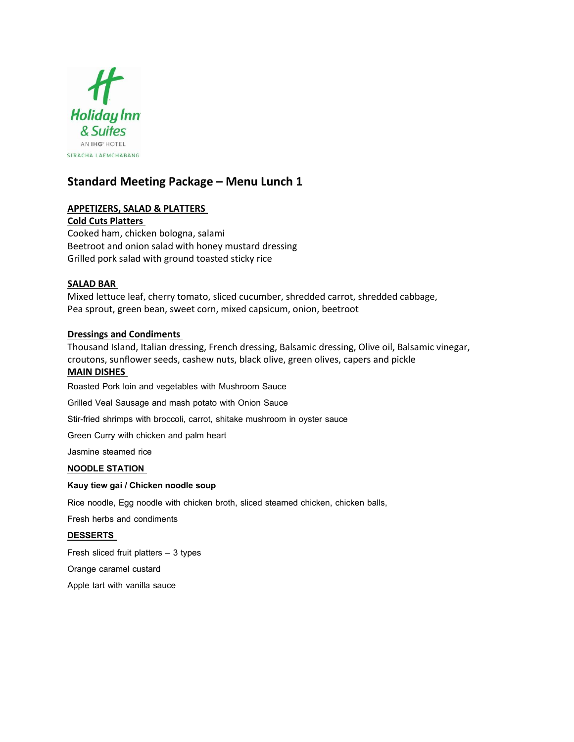Holiday Inn & Suites
AN IHG HOTEL
SIRACHA LAEMCHABANG

# Standard Meeting Package – Menu Lunch 1

## APPETIZERS, SALAD & PLATTERS

### Cold Cuts Platters

Cooked ham, chicken bologna, salami
Beetroot and onion salad with honey mustard dressing
Grilled pork salad with ground toasted sticky rice

## SALAD BAR

Mixed lettuce leaf, cherry tomato, sliced cucumber, shredded carrot, shredded cabbage,
Pea sprout, green bean, sweet corn, mixed capsicum, onion, beetroot

### Dressings and Condiments

Thousand Island, Italian dressing, French dressing, Balsamic dressing, Olive oil, Balsamic vinegar, croutons, sunflower seeds, cashew nuts, black olive, green olives, capers and pickle

## MAIN DISHES

Roasted Pork loin and vegetables with Mushroom Sauce

Grilled Veal Sausage and mash potato with Onion Sauce

Stir-fried shrimps with broccoli, carrot, shitake mushroom in oyster sauce

Green Curry with chicken and palm heart

Jasmine steamed rice

## NOODLE STATION

**Kauy tiew gai / Chicken noodle soup**

Rice noodle, Egg noodle with chicken broth, sliced steamed chicken, chicken balls,

Fresh herbs and condiments

## DESSERTS

Fresh sliced fruit platters – 3 types

Orange caramel custard

Apple tart with vanilla sauce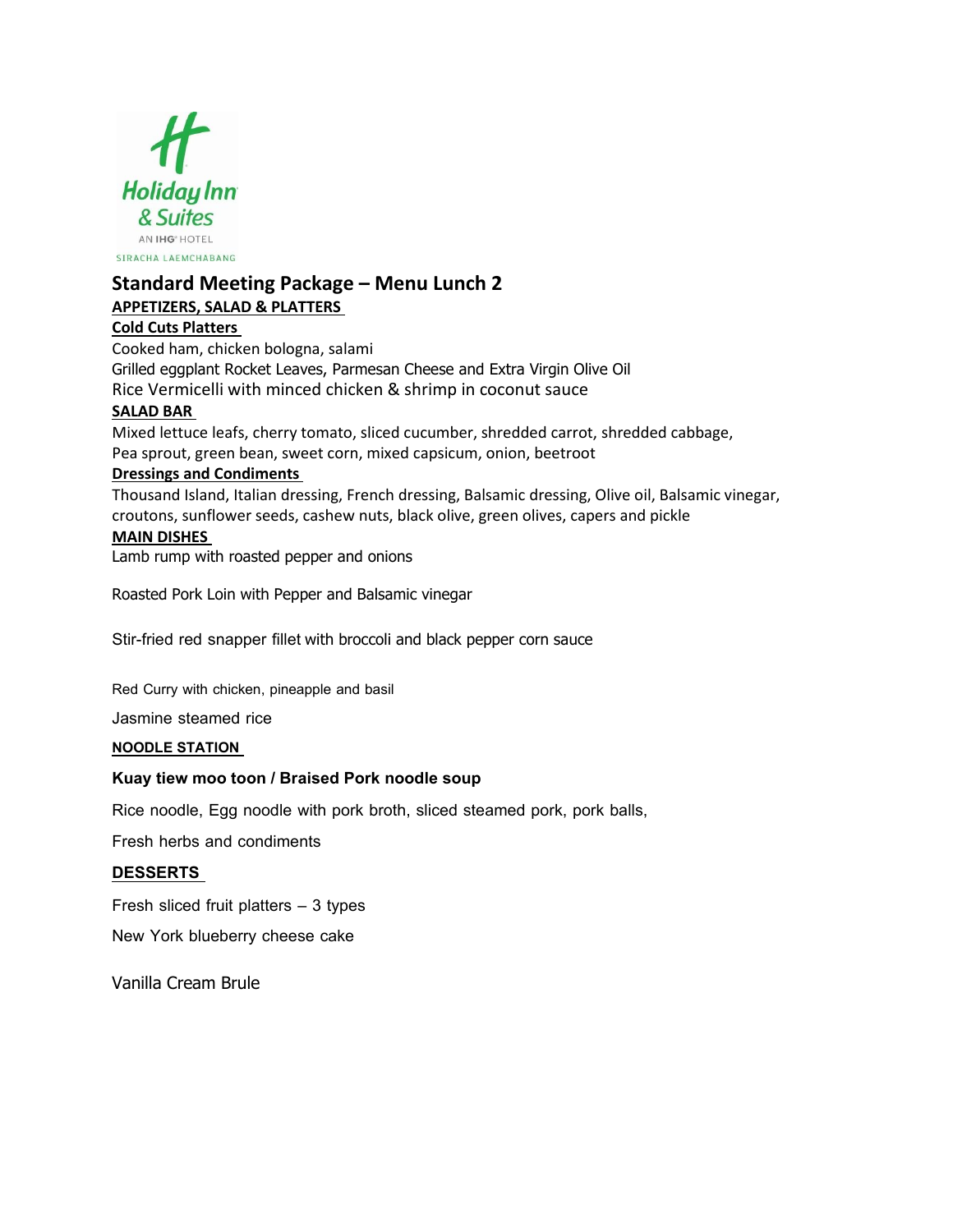Holiday Inn & Suites
AN IHG HOTEL
SIRACHA LAEMCHABANG

# Standard Meeting Package – Menu Lunch 2

## APPETIZERS, SALAD & PLATTERS

### Cold Cuts Platters

Cooked ham, chicken bologna, salami
Grilled eggplant Rocket Leaves, Parmesan Cheese and Extra Virgin Olive Oil
Rice Vermicelli with minced chicken & shrimp in coconut sauce

### SALAD BAR

Mixed lettuce leafs, cherry tomato, sliced cucumber, shredded carrot, shredded cabbage,
Pea sprout, green bean, sweet corn, mixed capsicum, onion, beetroot

### Dressings and Condiments

Thousand Island, Italian dressing, French dressing, Balsamic dressing, Olive oil, Balsamic vinegar,
croutons, sunflower seeds, cashew nuts, black olive, green olives, capers and pickle

## MAIN DISHES

Lamb rump with roasted pepper and onions

Roasted Pork Loin with Pepper and Balsamic vinegar

Stir-fried red snapper fillet with broccoli and black pepper corn sauce

Red Curry with chicken, pineapple and basil

Jasmine steamed rice

## NOODLE STATION

**Kuay tiew moo toon / Braised Pork noodle soup**

Rice noodle, Egg noodle with pork broth, sliced steamed pork, pork balls,

Fresh herbs and condiments

## DESSERTS

Fresh sliced fruit platters – 3 types

New York blueberry cheese cake

Vanilla Cream Brule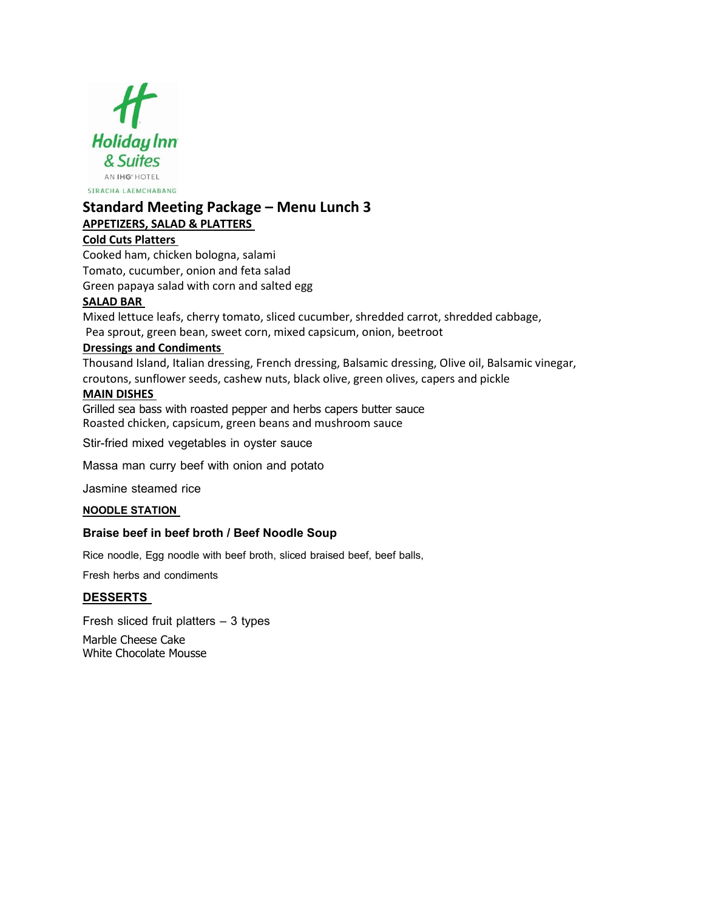Holiday Inn & Suites
AN IHG HOTEL
SIRACHA LAEMCHABANG

# Standard Meeting Package – Menu Lunch 3

## APPETIZERS, SALAD & PLATTERS

### Cold Cuts Platters

Cooked ham, chicken bologna, salami
Tomato, cucumber, onion and feta salad
Green papaya salad with corn and salted egg

### SALAD BAR

Mixed lettuce leafs, cherry tomato, sliced cucumber, shredded carrot, shredded cabbage,
Pea sprout, green bean, sweet corn, mixed capsicum, onion, beetroot

### Dressings and Condiments

Thousand Island, Italian dressing, French dressing, Balsamic dressing, Olive oil, Balsamic vinegar, croutons, sunflower seeds, cashew nuts, black olive, green olives, capers and pickle

## MAIN DISHES

Grilled sea bass with roasted pepper and herbs capers butter sauce
Roasted chicken, capsicum, green beans and mushroom sauce

Stir-fried mixed vegetables in oyster sauce

Massa man curry beef with onion and potato

Jasmine steamed rice

## NOODLE STATION

### Braise beef in beef broth / Beef Noodle Soup

Rice noodle, Egg noodle with beef broth, sliced braised beef, beef balls,

Fresh herbs and condiments

## DESSERTS

Fresh sliced fruit platters – 3 types

Marble Cheese Cake
White Chocolate Mousse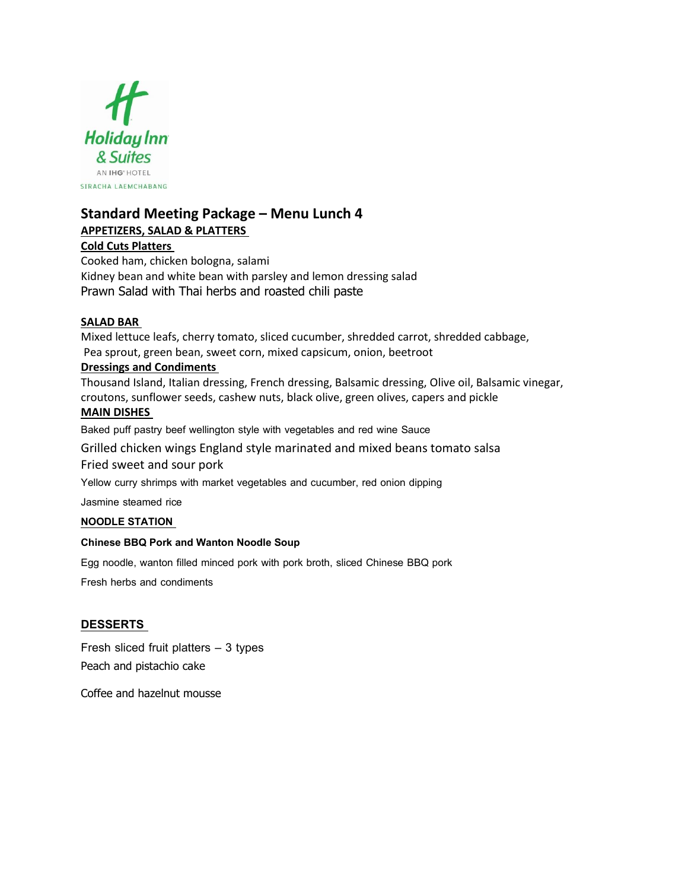Holiday Inn & Suites
AN IHG HOTEL
SIRACHA LAEMCHABANG

## Standard Meeting Package – Menu Lunch 4

### APPETIZERS, SALAD & PLATTERS

**Cold Cuts Platters**

Cooked ham, chicken bologna, salami
Kidney bean and white bean with parsley and lemon dressing salad
Prawn Salad with Thai herbs and roasted chili paste

### SALAD BAR

Mixed lettuce leafs, cherry tomato, sliced cucumber, shredded carrot, shredded cabbage,
Pea sprout, green bean, sweet corn, mixed capsicum, onion, beetroot

**Dressings and Condiments**

Thousand Island, Italian dressing, French dressing, Balsamic dressing, Olive oil, Balsamic vinegar, croutons, sunflower seeds, cashew nuts, black olive, green olives, capers and pickle

### MAIN DISHES

Baked puff pastry beef wellington style with vegetables and red wine Sauce

Grilled chicken wings England style marinated and mixed beans tomato salsa

Fried sweet and sour pork

Yellow curry shrimps with market vegetables and cucumber, red onion dipping

Jasmine steamed rice

### NOODLE STATION

**Chinese BBQ Pork and Wanton Noodle Soup**

Egg noodle, wanton filled minced pork with pork broth, sliced Chinese BBQ pork

Fresh herbs and condiments

### DESSERTS

Fresh sliced fruit platters – 3 types

Peach and pistachio cake

Coffee and hazelnut mousse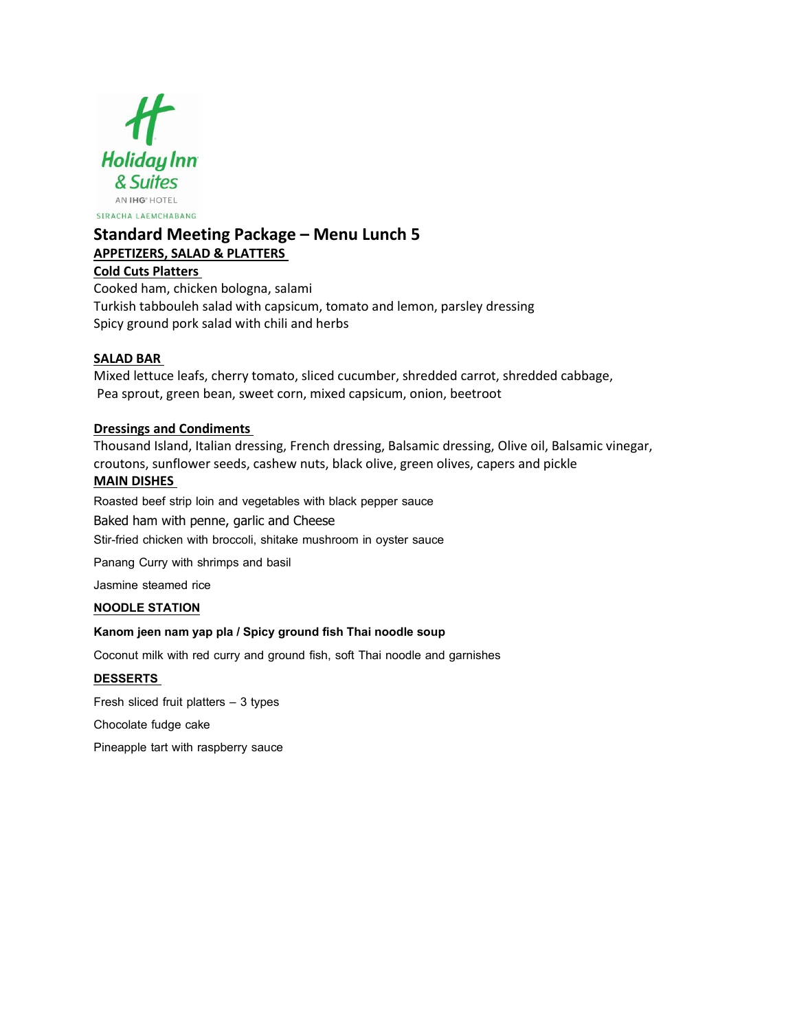Holiday Inn & Suites
AN IHG HOTEL
SIRACHA LAEMCHABANG

# Standard Meeting Package – Menu Lunch 5

## APPETIZERS, SALAD & PLATTERS

### Cold Cuts Platters

Cooked ham, chicken bologna, salami
Turkish tabbouleh salad with capsicum, tomato and lemon, parsley dressing
Spicy ground pork salad with chili and herbs

### SALAD BAR

Mixed lettuce leafs, cherry tomato, sliced cucumber, shredded carrot, shredded cabbage,
Pea sprout, green bean, sweet corn, mixed capsicum, onion, beetroot

### Dressings and Condiments

Thousand Island, Italian dressing, French dressing, Balsamic dressing, Olive oil, Balsamic vinegar, croutons, sunflower seeds, cashew nuts, black olive, green olives, capers and pickle

## MAIN DISHES

Roasted beef strip loin and vegetables with black pepper sauce

Baked ham with penne, garlic and Cheese

Stir-fried chicken with broccoli, shitake mushroom in oyster sauce

Panang Curry with shrimps and basil

Jasmine steamed rice

## NOODLE STATION

**Kanom jeen nam yap pla / Spicy ground fish Thai noodle soup**

Coconut milk with red curry and ground fish, soft Thai noodle and garnishes

## DESSERTS

Fresh sliced fruit platters – 3 types

Chocolate fudge cake

Pineapple tart with raspberry sauce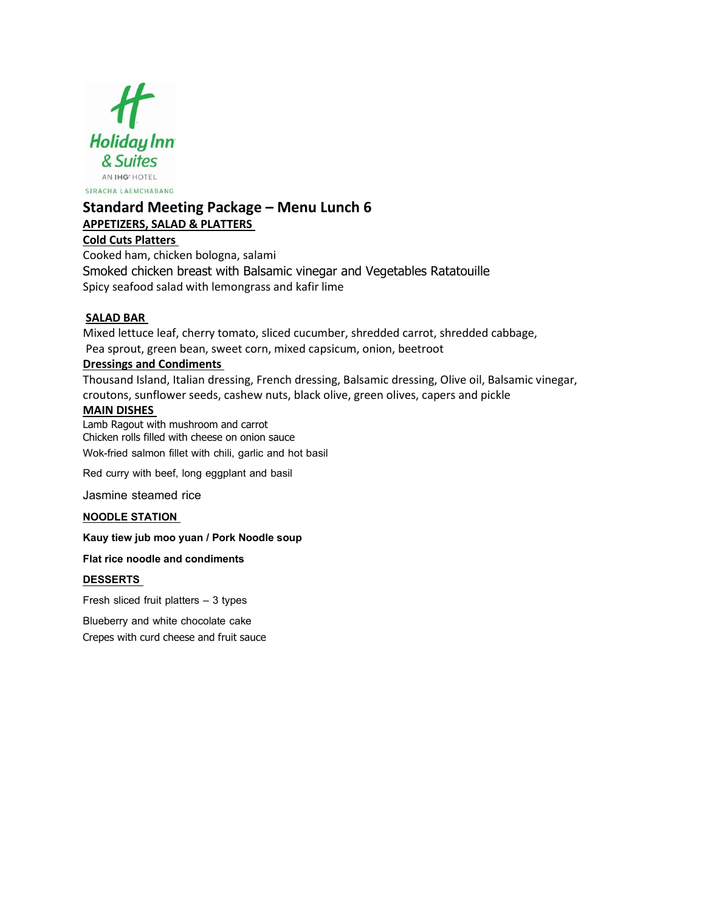Holiday Inn & Suites
AN IHG HOTEL
SIRACHA LAEMCHABANG

# Standard Meeting Package – Menu Lunch 6

## APPETIZERS, SALAD & PLATTERS

### Cold Cuts Platters

Cooked ham, chicken bologna, salami
Smoked chicken breast with Balsamic vinegar and Vegetables Ratatouille
Spicy seafood salad with lemongrass and kafir lime

### SALAD BAR

Mixed lettuce leaf, cherry tomato, sliced cucumber, shredded carrot, shredded cabbage,
Pea sprout, green bean, sweet corn, mixed capsicum, onion, beetroot

### Dressings and Condiments

Thousand Island, Italian dressing, French dressing, Balsamic dressing, Olive oil, Balsamic vinegar, croutons, sunflower seeds, cashew nuts, black olive, green olives, capers and pickle

## MAIN DISHES

Lamb Ragout with mushroom and carrot
Chicken rolls filled with cheese on onion sauce
Wok-fried salmon fillet with chili, garlic and hot basil
Red curry with beef, long eggplant and basil
Jasmine steamed rice

## NOODLE STATION

**Kauy tiew jub moo yuan / Pork Noodle soup**

**Flat rice noodle and condiments**

## DESSERTS

Fresh sliced fruit platters – 3 types
Blueberry and white chocolate cake
Crepes with curd cheese and fruit sauce